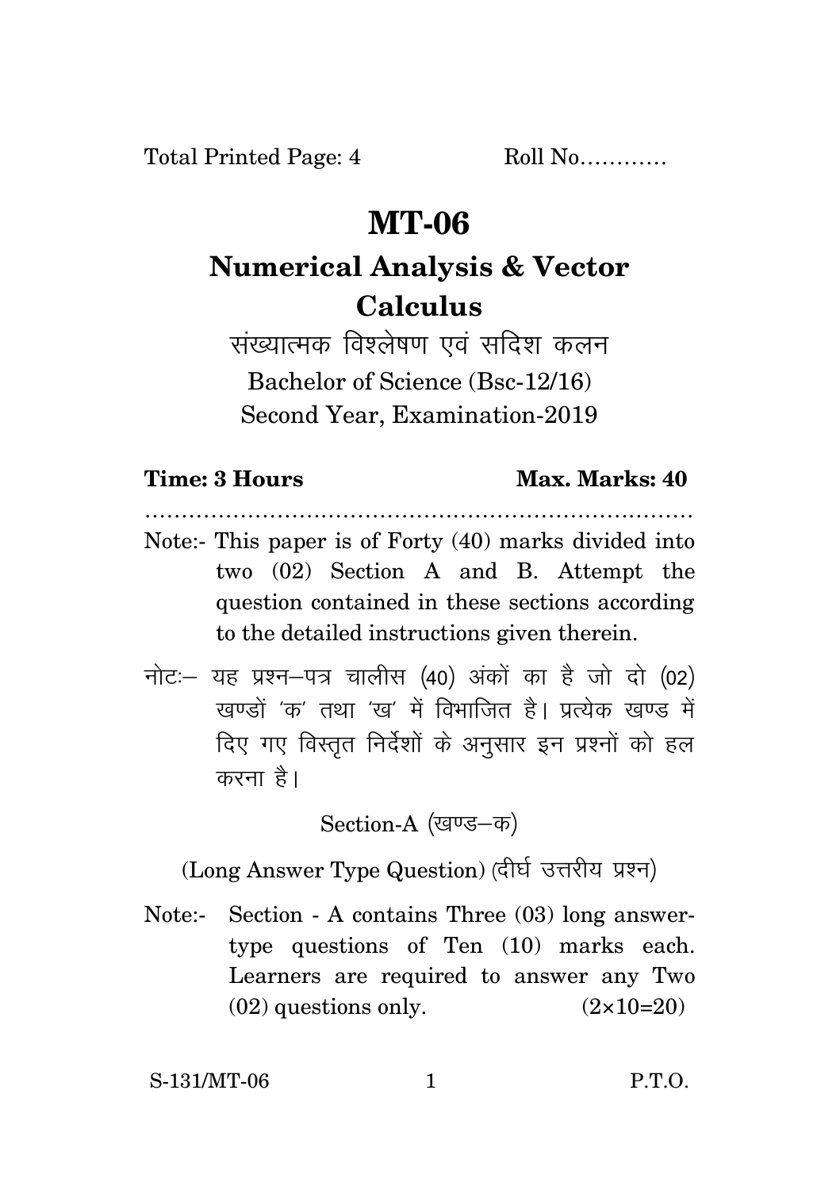Total Printed Page: 4 Roll No…………

# MT-06

## Numerical Analysis & Vector Calculus

संख्यात्मक विश्लेषण एवं सदिश कलन

Bachelor of Science (Bsc-12/16)

Second Year, Examination-2019

**Time: 3 Hours** **Max. Marks: 40**

…………………………………………………………………

Note:- This paper is of Forty (40) marks divided into two (02) Section A and B. Attempt the question contained in these sections according to the detailed instructions given therein.

नोटः— यह प्रश्न—पत्र चालीस (40) अंकों का है जो दो (02) खण्डों 'क' तथा 'ख' में विभाजित है। प्रत्येक खण्ड में दिए गए विस्तृत निर्देशों के अनुसार इन प्रश्नों को हल करना है।

Section-A (खण्ड—क)

(Long Answer Type Question) (दीर्घ उत्तरीय प्रश्न)

Note:- Section - A contains Three (03) long answer-type questions of Ten (10) marks each. Learners are required to answer any Two (02) questions only. $(2\times10=20)$

S-131/MT-06 P.T.O.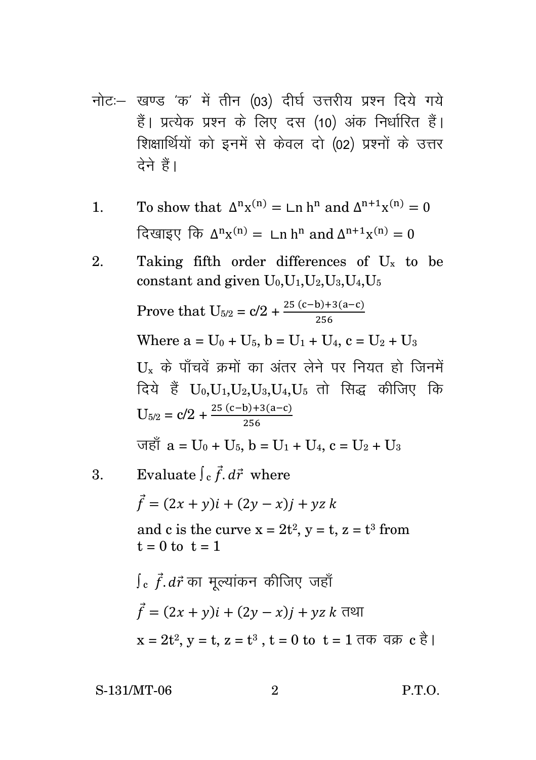नोटः– खण्ड 'क' में तीन (03) दीर्घ उत्तरीय प्रश्न दिये गये हैं। प्रत्येक प्रश्न के लिए दस (10) अंक निर्धारित हैं। शिक्षार्थियों को इनमें से केवल दो (02) प्रश्नों के उत्तर देने हैं।

1. To show that $\Delta^n x^{(n)} = \lfloor n \, h^n$ and $\Delta^{n+1} x^{(n)} = 0$

   दिखाइए कि $\Delta^n x^{(n)} = \lfloor n \, h^n$ and $\Delta^{n+1} x^{(n)} = 0$

2. Taking fifth order differences of $U_x$ to be constant and given $U_0, U_1, U_2, U_3, U_4, U_5$

   Prove that $U_{5/2} = c/2 + \frac{25\,(c-b)+3(a-c)}{256}$

   Where $a = U_0 + U_5$, $b = U_1 + U_4$, $c = U_2 + U_3$

   $U_x$ के पाँचवें क्रमों का अंतर लेने पर नियत हो जिनमें दिये हैं $U_0, U_1, U_2, U_3, U_4, U_5$ तो सिद्ध कीजिए कि $U_{5/2} = c/2 + \frac{25\,(c-b)+3(a-c)}{256}$

   जहाँ $a = U_0 + U_5$, $b = U_1 + U_4$, $c = U_2 + U_3$

3. Evaluate $\int_c \vec{f} . d\vec{r}$ where

   $\vec{f} = (2x + y)i + (2y - x)j + yz\,k$

   and c is the curve $x = 2t^2$, $y = t$, $z = t^3$ from $t = 0$ to $t = 1$

   $\int_c \vec{f} . d\vec{r}$ का मूल्यांकन कीजिए जहाँ

   $\vec{f} = (2x + y)i + (2y - x)j + yz\,k$ तथा

   $x = 2t^2$, $y = t$, $z = t^3$ , $t = 0$ to $t = 1$ तक वक्र c है।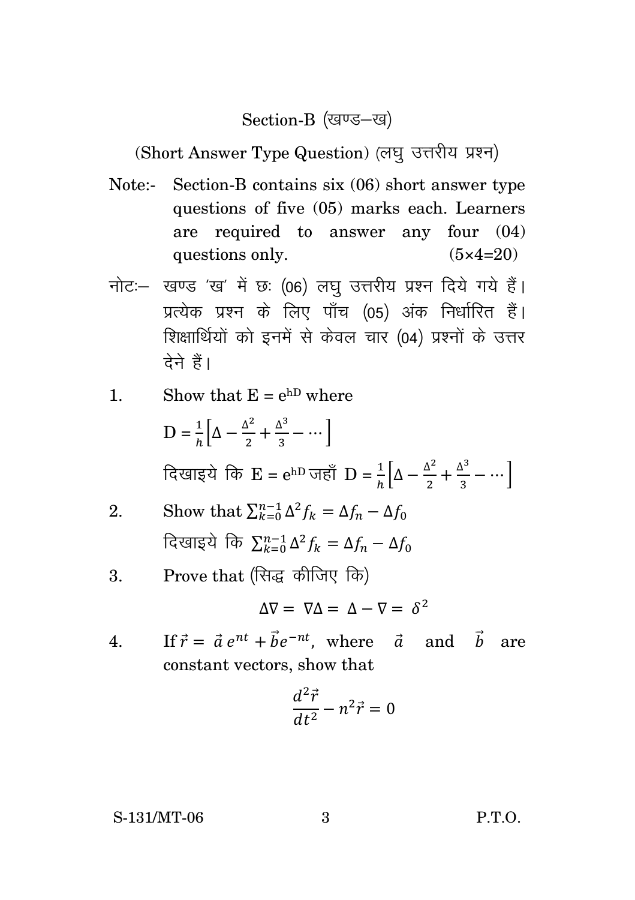## Section-B (खण्ड–ख)

(Short Answer Type Question) (लघु उत्तरीय प्रश्न)

Note:- Section-B contains six (06) short answer type questions of five (05) marks each. Learners are required to answer any four (04) questions only. (5×4=20)

नोटः– खण्ड 'ख' में छः (06) लघु उत्तरीय प्रश्न दिये गये हैं। प्रत्येक प्रश्न के लिए पाँच (05) अंक निर्धारित हैं। शिक्षार्थियों को इनमें से केवल चार (04) प्रश्नों के उत्तर देने हैं।

1. Show that $E = e^{hD}$ where

   $D = \frac{1}{h}\left[\Delta - \frac{\Delta^2}{2} + \frac{\Delta^3}{3} - \cdots\right]$

   दिखाइये कि $E = e^{hD}$ जहाँ $D = \frac{1}{h}\left[\Delta - \frac{\Delta^2}{2} + \frac{\Delta^3}{3} - \cdots\right]$

2. Show that $\sum_{k=0}^{n-1} \Delta^2 f_k = \Delta f_n - \Delta f_0$

   दिखाइये कि $\sum_{k=0}^{n-1} \Delta^2 f_k = \Delta f_n - \Delta f_0$

3. Prove that (सिद्ध कीजिए कि)

$$\Delta\nabla = \nabla\Delta = \Delta - \nabla = \delta^2$$

4. If $\vec{r} = \vec{a}\, e^{nt} + \vec{b} e^{-nt}$, where $\vec{a}$ and $\vec{b}$ are constant vectors, show that

$$\frac{d^2\vec{r}}{dt^2} - n^2\vec{r} = 0$$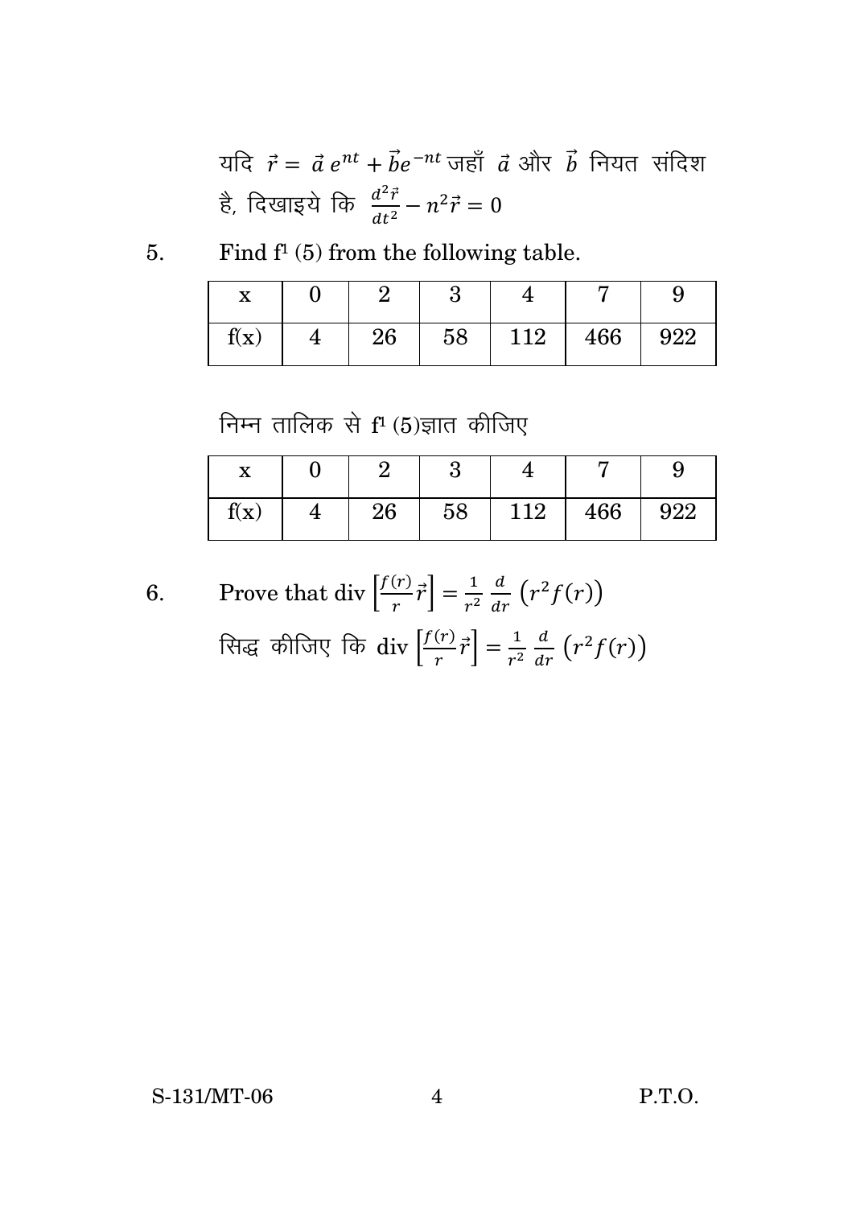यदि $\vec{r} = \vec{a}\, e^{nt} + \vec{b}e^{-nt}$ जहाँ $\vec{a}$ और $\vec{b}$ नियत संदिश है, दिखाइये कि $\frac{d^2\vec{r}}{dt^2} - n^2\vec{r} = 0$

5. Find $f^1(5)$ from the following table.

| x | 0 | 2 | 3 | 4 | 7 | 9 |
|---|---|---|---|---|---|---|
| f(x) | 4 | 26 | 58 | 112 | 466 | 922 |

निम्न तालिक से $f^1(5)$ज्ञात कीजिए

| x | 0 | 2 | 3 | 4 | 7 | 9 |
|---|---|---|---|---|---|---|
| f(x) | 4 | 26 | 58 | 112 | 466 | 922 |

6. Prove that $\text{div}\left[\frac{f(r)}{r}\vec{r}\right] = \frac{1}{r^2}\frac{d}{dr}\left(r^2 f(r)\right)$

सिद्ध कीजिए कि $\text{div}\left[\frac{f(r)}{r}\vec{r}\right] = \frac{1}{r^2}\frac{d}{dr}\left(r^2 f(r)\right)$